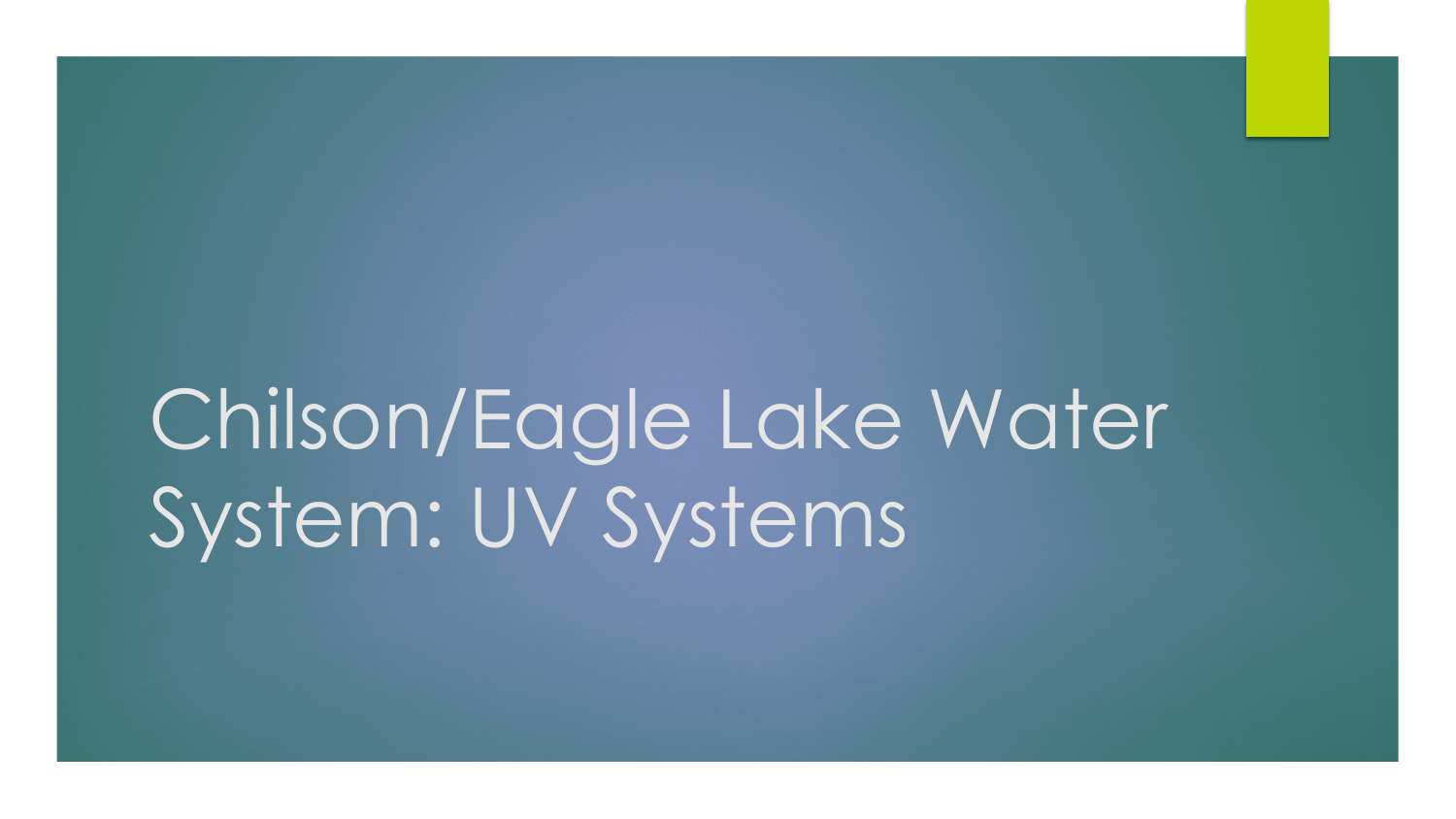# Chilson/Eagle Lake Water System: UV Systems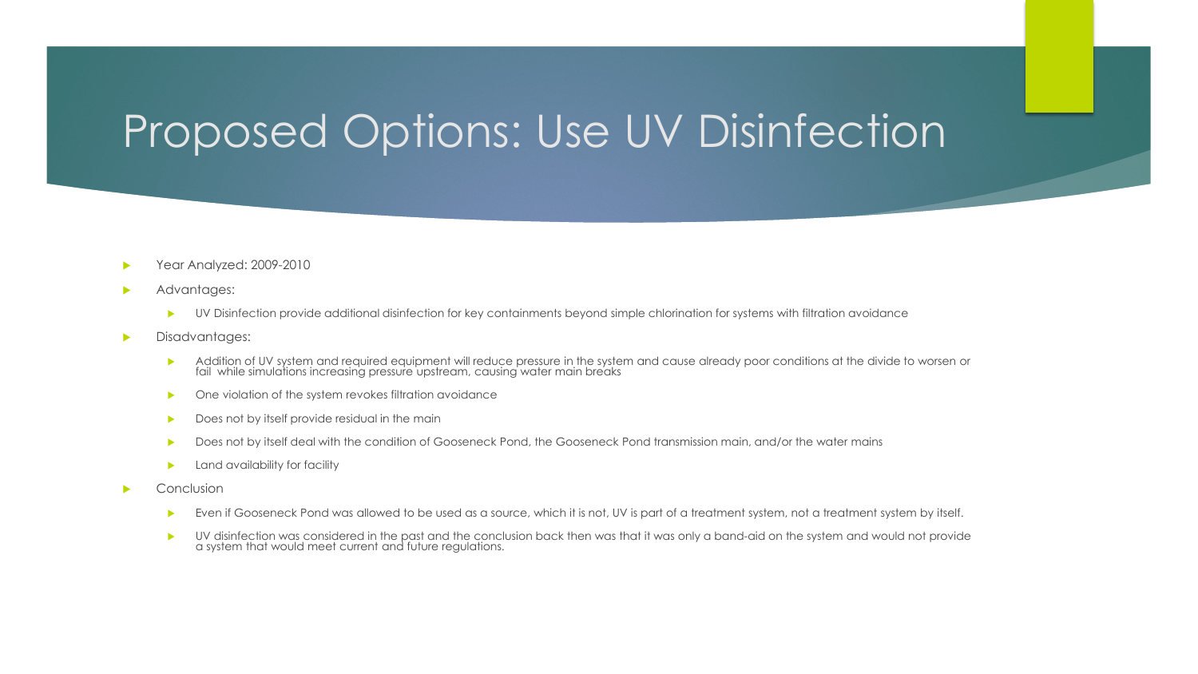# Proposed Options: Use UV Disinfection

- Year Analyzed: 2009-2010
- Advantages:
  - UV Disinfection provide additional disinfection for key containments beyond simple chlorination for systems with filtration avoidance
- Disadvantages:
  - Addition of UV system and required equipment will reduce pressure in the system and cause already poor conditions at the divide to worsen or fail while simulations increasing pressure upstream, causing water main breaks
  - One violation of the system revokes filtration avoidance
  - Does not by itself provide residual in the main
  - Does not by itself deal with the condition of Gooseneck Pond, the Gooseneck Pond transmission main, and/or the water mains
  - Land availability for facility
- Conclusion
  - Even if Gooseneck Pond was allowed to be used as a source, which it is not, UV is part of a treatment system, not a treatment system by itself.
  - UV disinfection was considered in the past and the conclusion back then was that it was only a band-aid on the system and would not provide a system that would meet current and future regulations.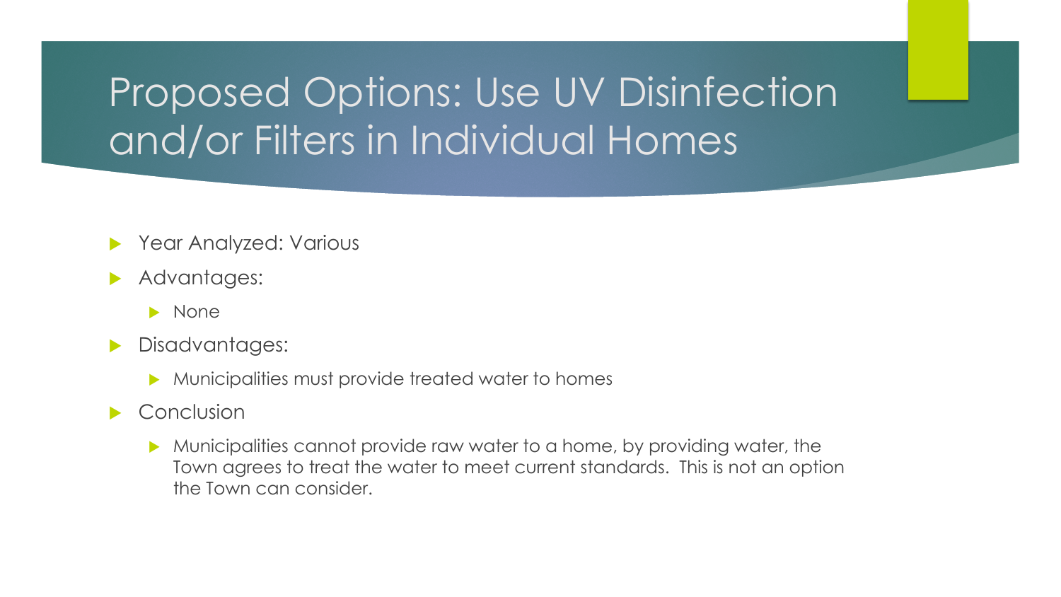# Proposed Options: Use UV Disinfection and/or Filters in Individual Homes

- Year Analyzed: Various
- Advantages:
  - None
- Disadvantages:
  - Municipalities must provide treated water to homes
- Conclusion
  - Municipalities cannot provide raw water to a home, by providing water, the Town agrees to treat the water to meet current standards. This is not an option the Town can consider.